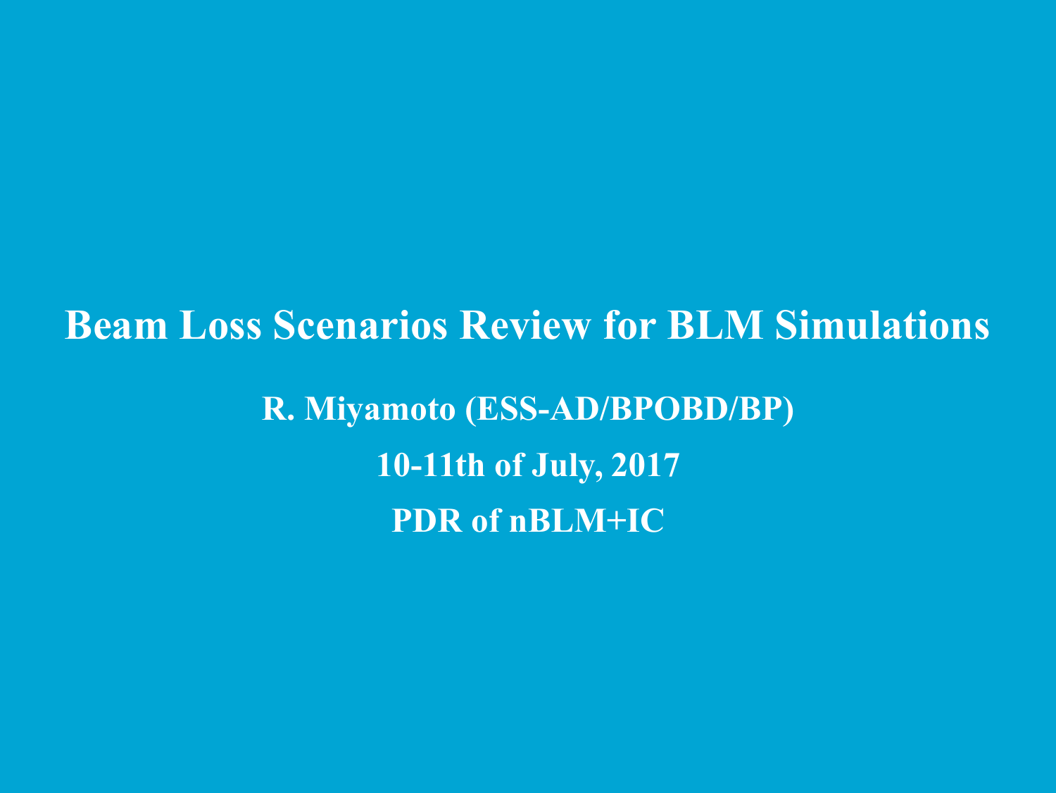# Beam Loss Scenarios Review for BLM Simulations

**R. Miyamoto (ESS-AD/BPOBD/BP)**

**10-11th of July, 2017**

**PDR of nBLM+IC**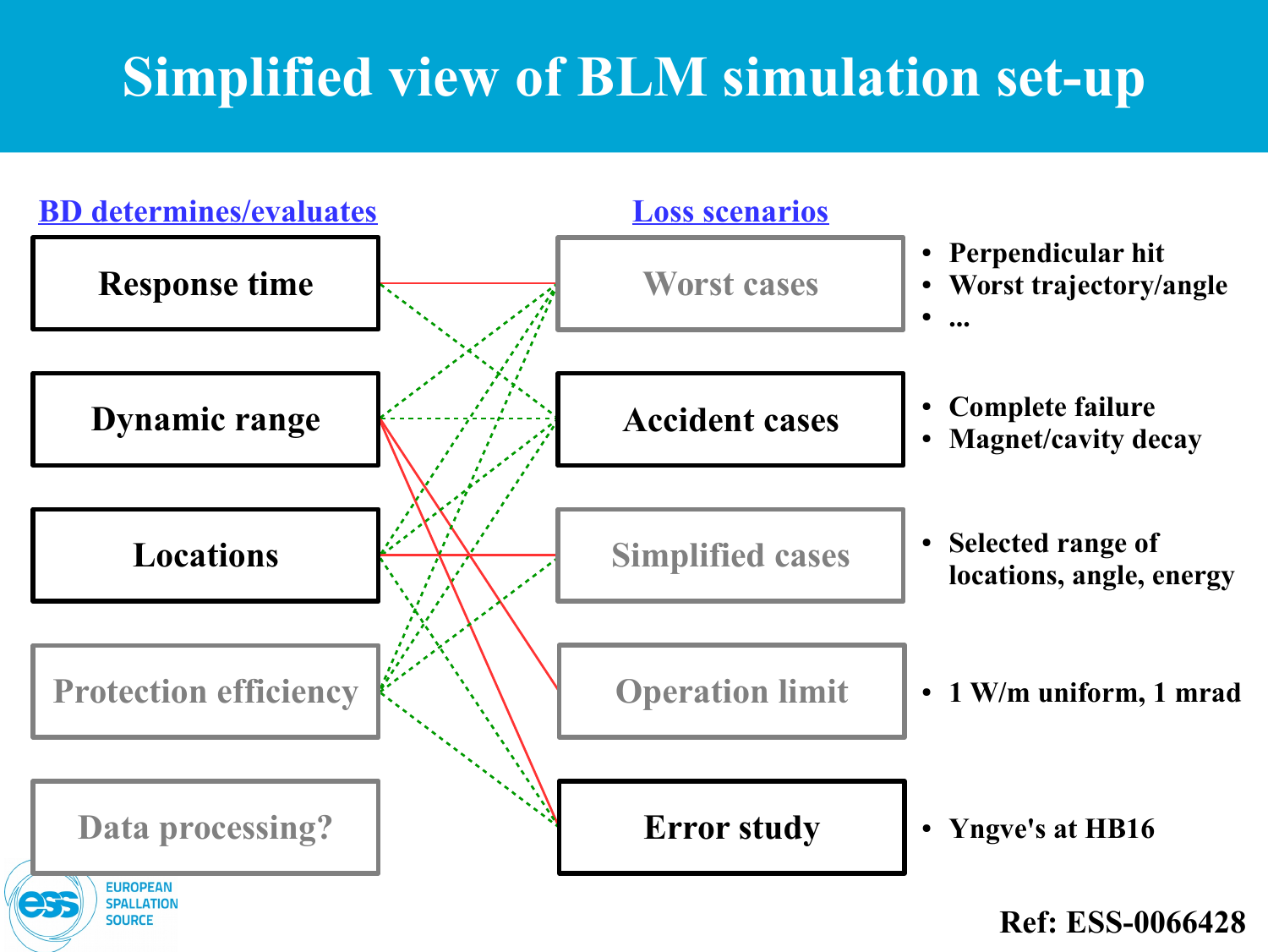# Simplified view of BLM simulation set-up

**BD determines/evaluates**

- Response time
- Dynamic range
- Locations
- Protection efficiency
- Data processing?

**Loss scenarios**

- Worst cases
  - Perpendicular hit
  - Worst trajectory/angle
  - ...
- Accident cases
  - Complete failure
  - Magnet/cavity decay
- Simplified cases
  - Selected range of locations, angle, energy
- Operation limit
  - 1 W/m uniform, 1 mrad
- Error study
  - Yngve's at HB16

Ref: ESS-0066428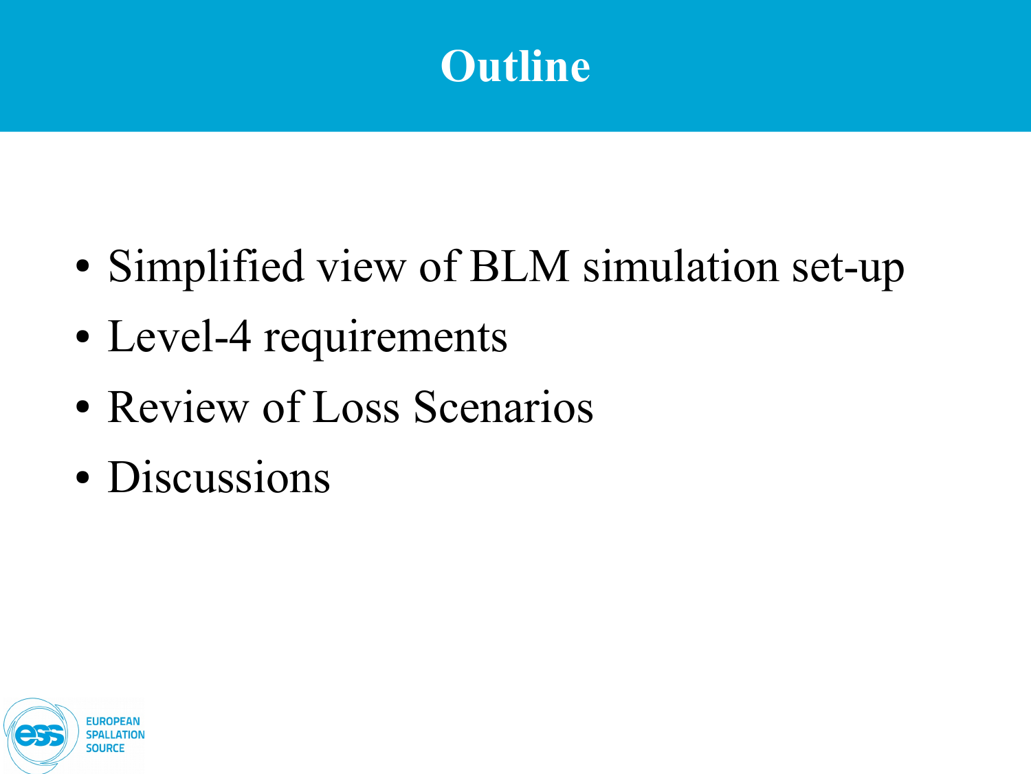# Outline

- Simplified view of BLM simulation set-up
- Level-4 requirements
- Review of Loss Scenarios
- Discussions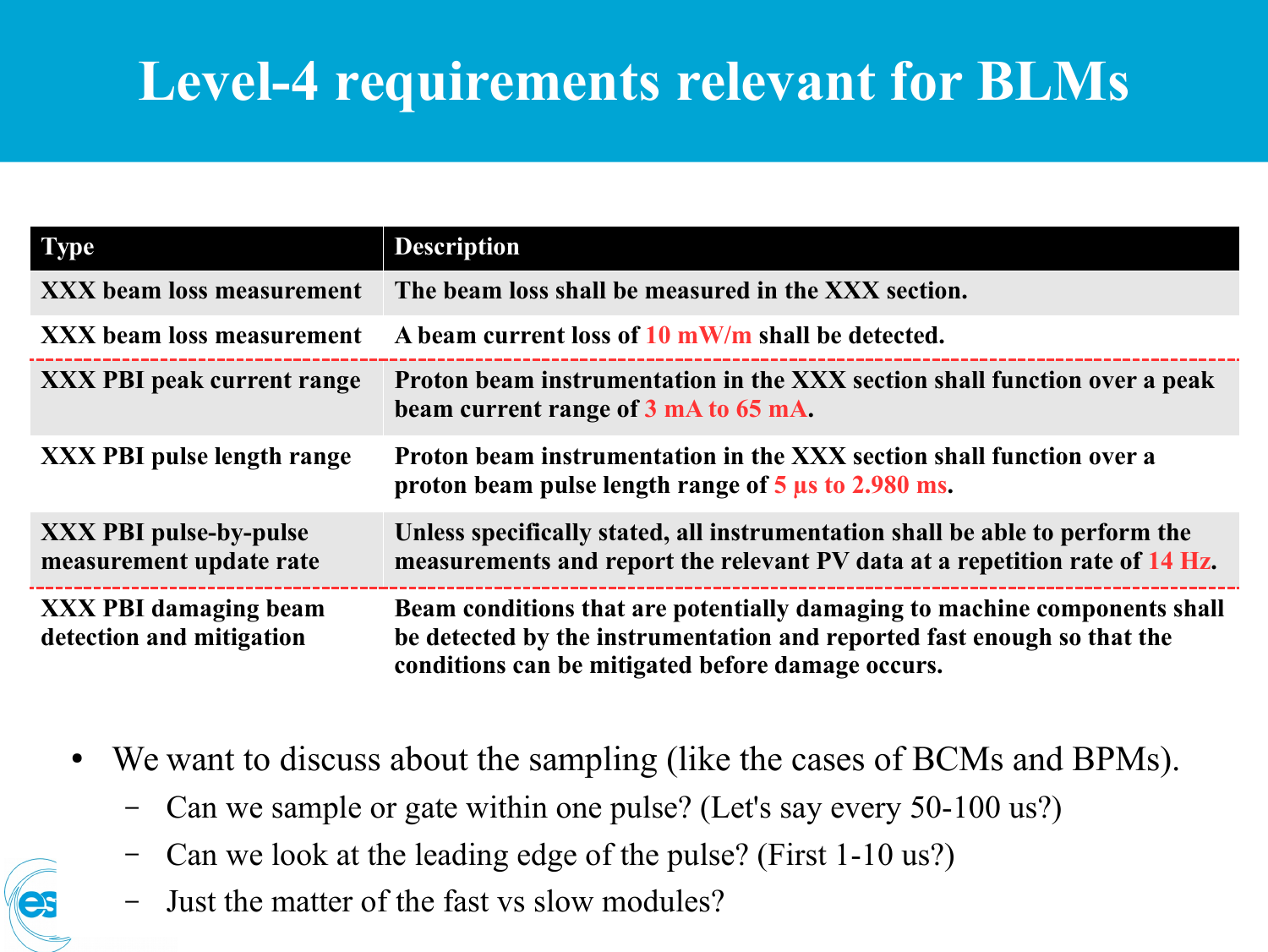# Level-4 requirements relevant for BLMs

| Type | Description |
|---|---|
| XXX beam loss measurement | The beam loss shall be measured in the XXX section. |
| XXX beam loss measurement | A beam current loss of 10 mW/m shall be detected. |
| XXX PBI peak current range | Proton beam instrumentation in the XXX section shall function over a peak beam current range of 3 mA to 65 mA. |
| XXX PBI pulse length range | Proton beam instrumentation in the XXX section shall function over a proton beam pulse length range of 5 µs to 2.980 ms. |
| XXX PBI pulse-by-pulse measurement update rate | Unless specifically stated, all instrumentation shall be able to perform the measurements and report the relevant PV data at a repetition rate of 14 Hz. |
| XXX PBI damaging beam detection and mitigation | Beam conditions that are potentially damaging to machine components shall be detected by the instrumentation and reported fast enough so that the conditions can be mitigated before damage occurs. |

- We want to discuss about the sampling (like the cases of BCMs and BPMs).
  - Can we sample or gate within one pulse? (Let's say every 50-100 us?)
  - Can we look at the leading edge of the pulse? (First 1-10 us?)
  - Just the matter of the fast vs slow modules?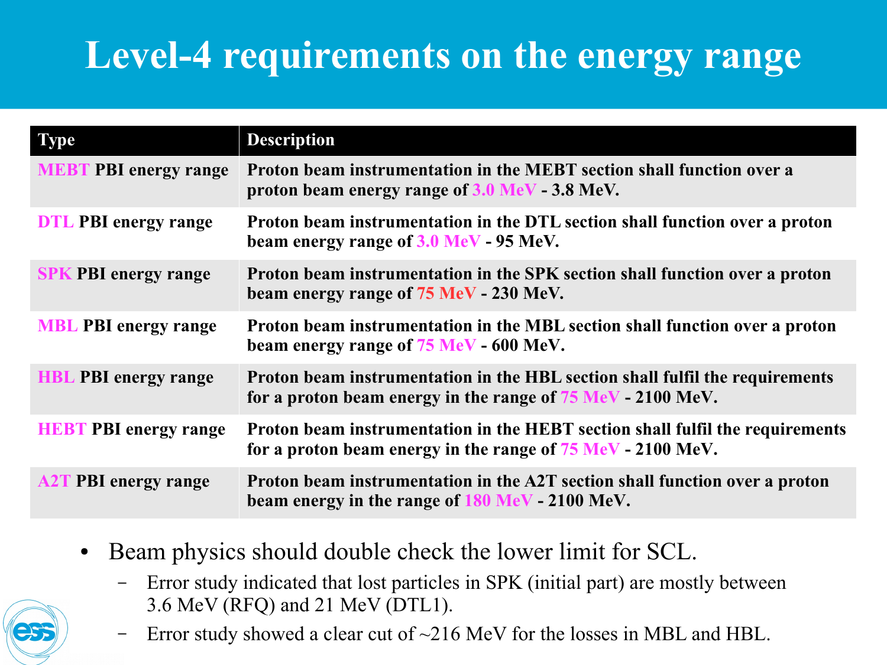# Level-4 requirements on the energy range

| Type | Description |
|---|---|
| MEBT PBI energy range | Proton beam instrumentation in the MEBT section shall function over a proton beam energy range of 3.0 MeV - 3.8 MeV. |
| DTL PBI energy range | Proton beam instrumentation in the DTL section shall function over a proton beam energy range of 3.0 MeV - 95 MeV. |
| SPK PBI energy range | Proton beam instrumentation in the SPK section shall function over a proton beam energy range of 75 MeV - 230 MeV. |
| MBL PBI energy range | Proton beam instrumentation in the MBL section shall function over a proton beam energy range of 75 MeV - 600 MeV. |
| HBL PBI energy range | Proton beam instrumentation in the HBL section shall fulfil the requirements for a proton beam energy in the range of 75 MeV - 2100 MeV. |
| HEBT PBI energy range | Proton beam instrumentation in the HEBT section shall fulfil the requirements for a proton beam energy in the range of 75 MeV - 2100 MeV. |
| A2T PBI energy range | Proton beam instrumentation in the A2T section shall function over a proton beam energy in the range of 180 MeV - 2100 MeV. |

- Beam physics should double check the lower limit for SCL.
  - Error study indicated that lost particles in SPK (initial part) are mostly between 3.6 MeV (RFQ) and 21 MeV (DTL1).
  - Error study showed a clear cut of ~216 MeV for the losses in MBL and HBL.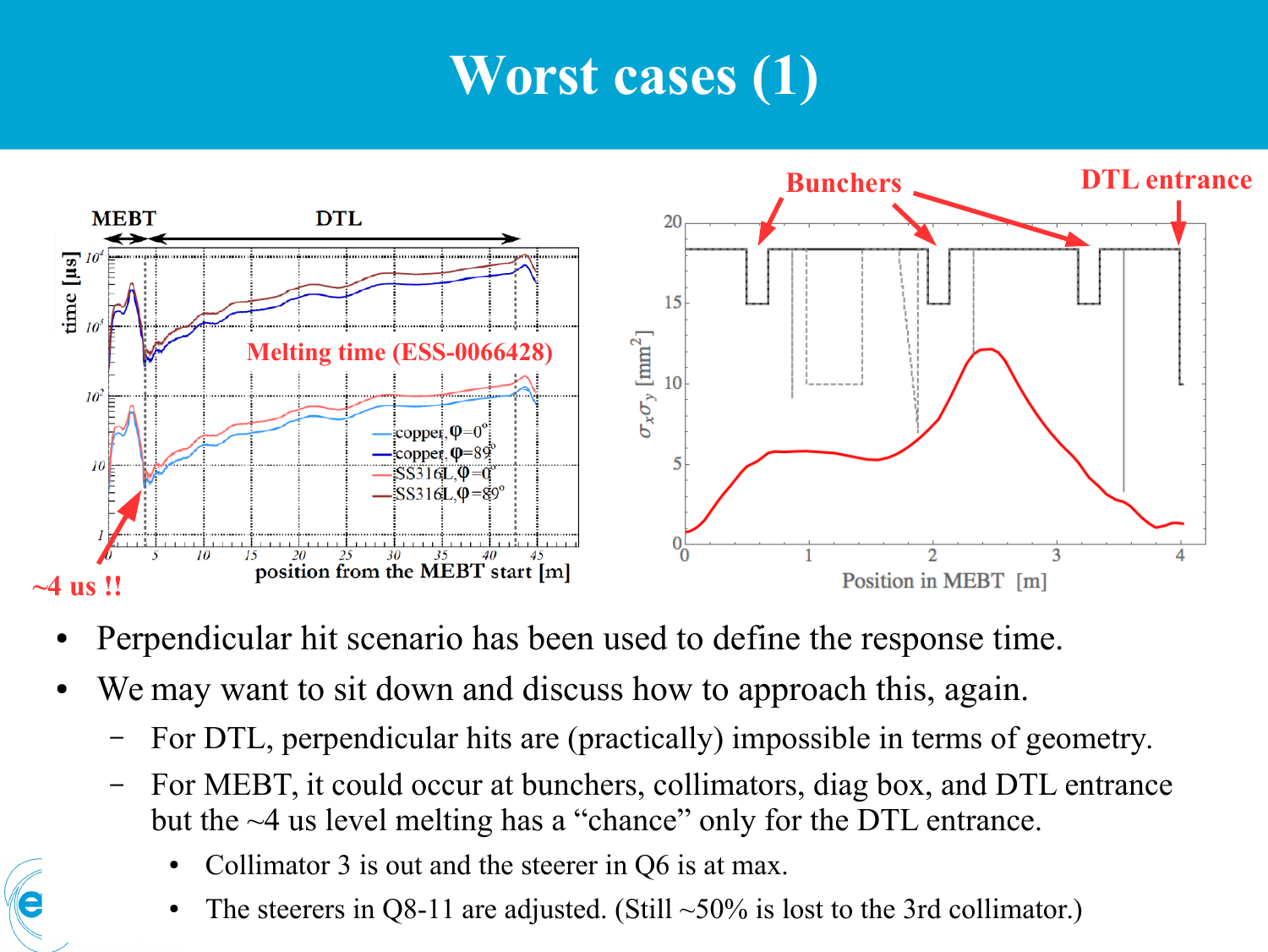# Worst cases (1)

- Perpendicular hit scenario has been used to define the response time.
- We may want to sit down and discuss how to approach this, again.
  - For DTL, perpendicular hits are (practically) impossible in terms of geometry.
  - For MEBT, it could occur at bunchers, collimators, diag box, and DTL entrance but the ~4 us level melting has a "chance" only for the DTL entrance.
    - Collimator 3 is out and the steerer in Q6 is at max.
    - The steerers in Q8-11 are adjusted. (Still ~50% is lost to the 3rd collimator.)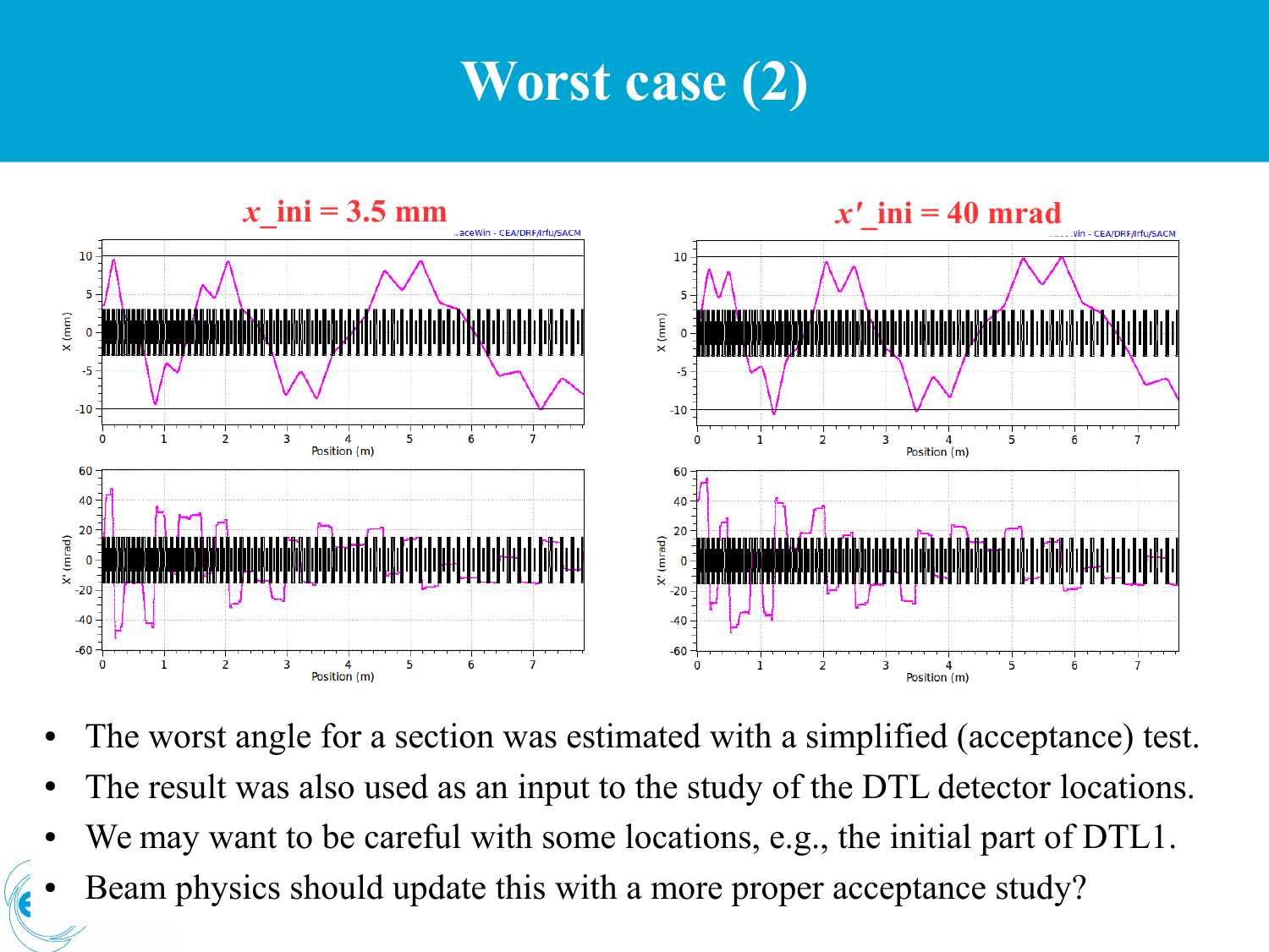# Worst case (2)

$x$_ini = 3.5 mm

$x'$_ini = 40 mrad

- The worst angle for a section was estimated with a simplified (acceptance) test.
- The result was also used as an input to the study of the DTL detector locations.
- We may want to be careful with some locations, e.g., the initial part of DTL1.
- Beam physics should update this with a more proper acceptance study?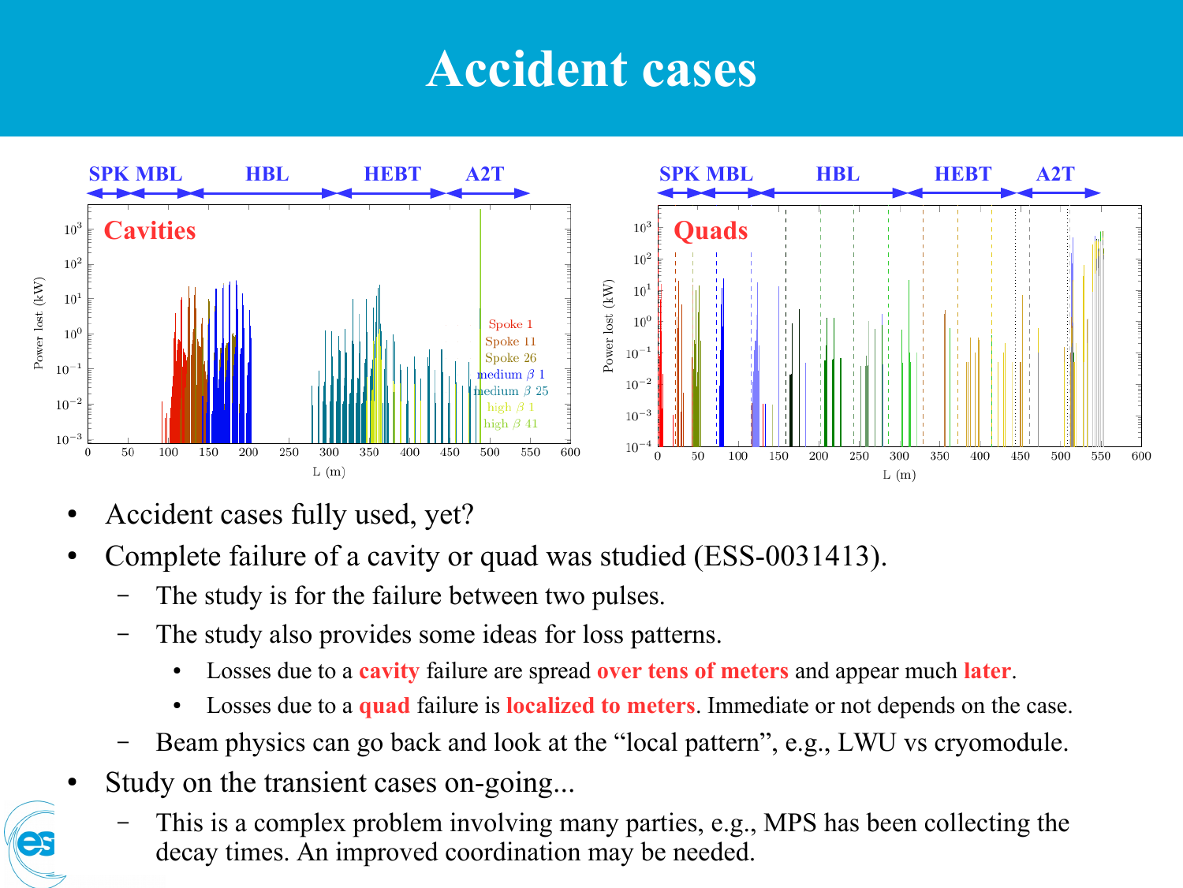# Accident cases

- Accident cases fully used, yet?
- Complete failure of a cavity or quad was studied (ESS-0031413).
  - The study is for the failure between two pulses.
  - The study also provides some ideas for loss patterns.
    - Losses due to a **cavity** failure are spread **over tens of meters** and appear much **later**.
    - Losses due to a **quad** failure is **localized to meters**. Immediate or not depends on the case.
  - Beam physics can go back and look at the "local pattern", e.g., LWU vs cryomodule.
- Study on the transient cases on-going...
  - This is a complex problem involving many parties, e.g., MPS has been collecting the decay times. An improved coordination may be needed.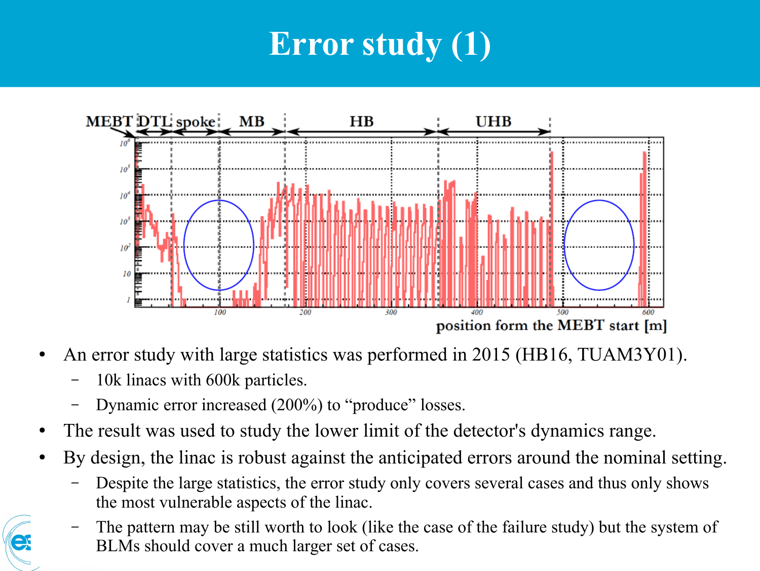# Error study (1)

- An error study with large statistics was performed in 2015 (HB16, TUAM3Y01).
  - 10k linacs with 600k particles.
  - Dynamic error increased (200%) to "produce" losses.
- The result was used to study the lower limit of the detector's dynamics range.
- By design, the linac is robust against the anticipated errors around the nominal setting.
  - Despite the large statistics, the error study only covers several cases and thus only shows the most vulnerable aspects of the linac.
  - The pattern may be still worth to look (like the case of the failure study) but the system of BLMs should cover a much larger set of cases.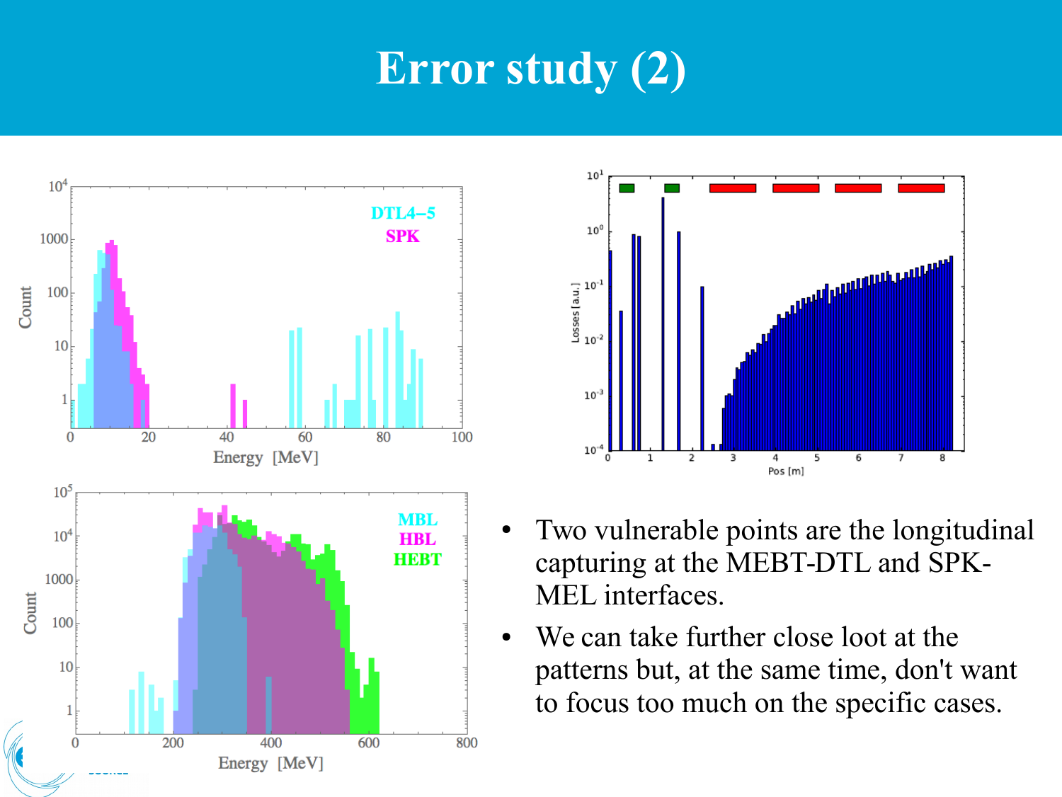# Error study (2)

- Two vulnerable points are the longitudinal capturing at the MEBT-DTL and SPK-MEL interfaces.
- We can take further close loot at the patterns but, at the same time, don't want to focus too much on the specific cases.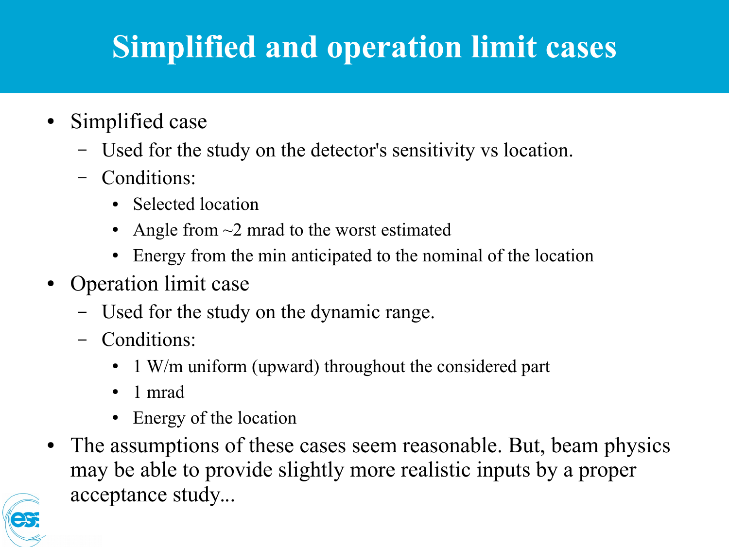# Simplified and operation limit cases

- Simplified case
  - Used for the study on the detector's sensitivity vs location.
  - Conditions:
    - Selected location
    - Angle from ~2 mrad to the worst estimated
    - Energy from the min anticipated to the nominal of the location
- Operation limit case
  - Used for the study on the dynamic range.
  - Conditions:
    - 1 W/m uniform (upward) throughout the considered part
    - 1 mrad
    - Energy of the location
- The assumptions of these cases seem reasonable. But, beam physics may be able to provide slightly more realistic inputs by a proper acceptance study...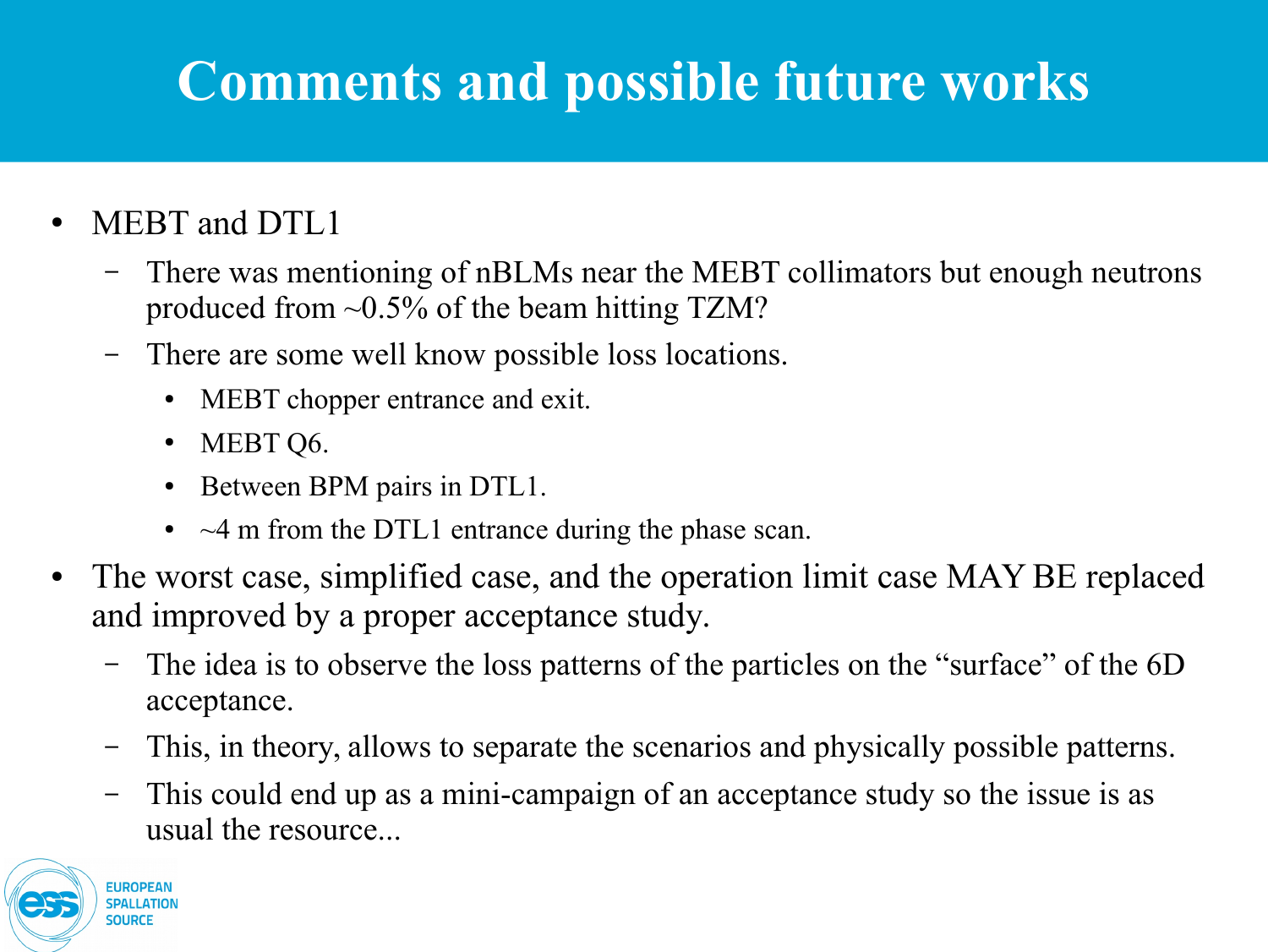# Comments and possible future works

- MEBT and DTL1
  - There was mentioning of nBLMs near the MEBT collimators but enough neutrons produced from ~0.5% of the beam hitting TZM?
  - There are some well know possible loss locations.
    - MEBT chopper entrance and exit.
    - MEBT Q6.
    - Between BPM pairs in DTL1.
    - ~4 m from the DTL1 entrance during the phase scan.
- The worst case, simplified case, and the operation limit case MAY BE replaced and improved by a proper acceptance study.
  - The idea is to observe the loss patterns of the particles on the "surface" of the 6D acceptance.
  - This, in theory, allows to separate the scenarios and physically possible patterns.
  - This could end up as a mini-campaign of an acceptance study so the issue is as usual the resource...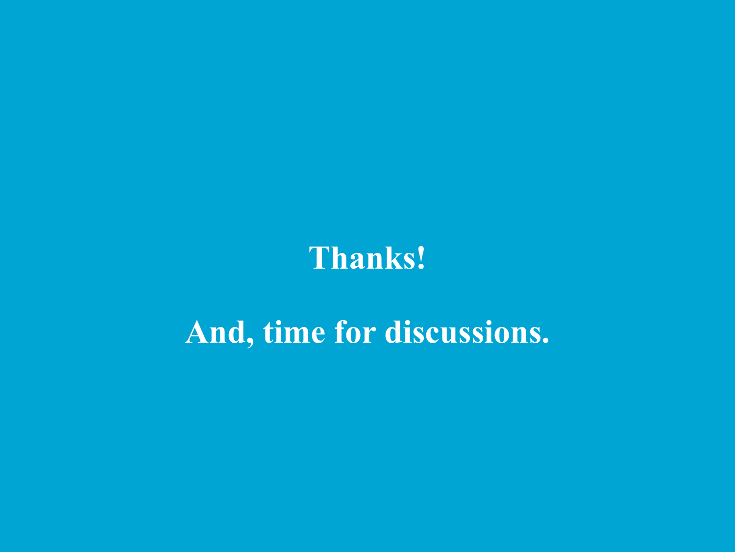**Thanks!**

**And, time for discussions.**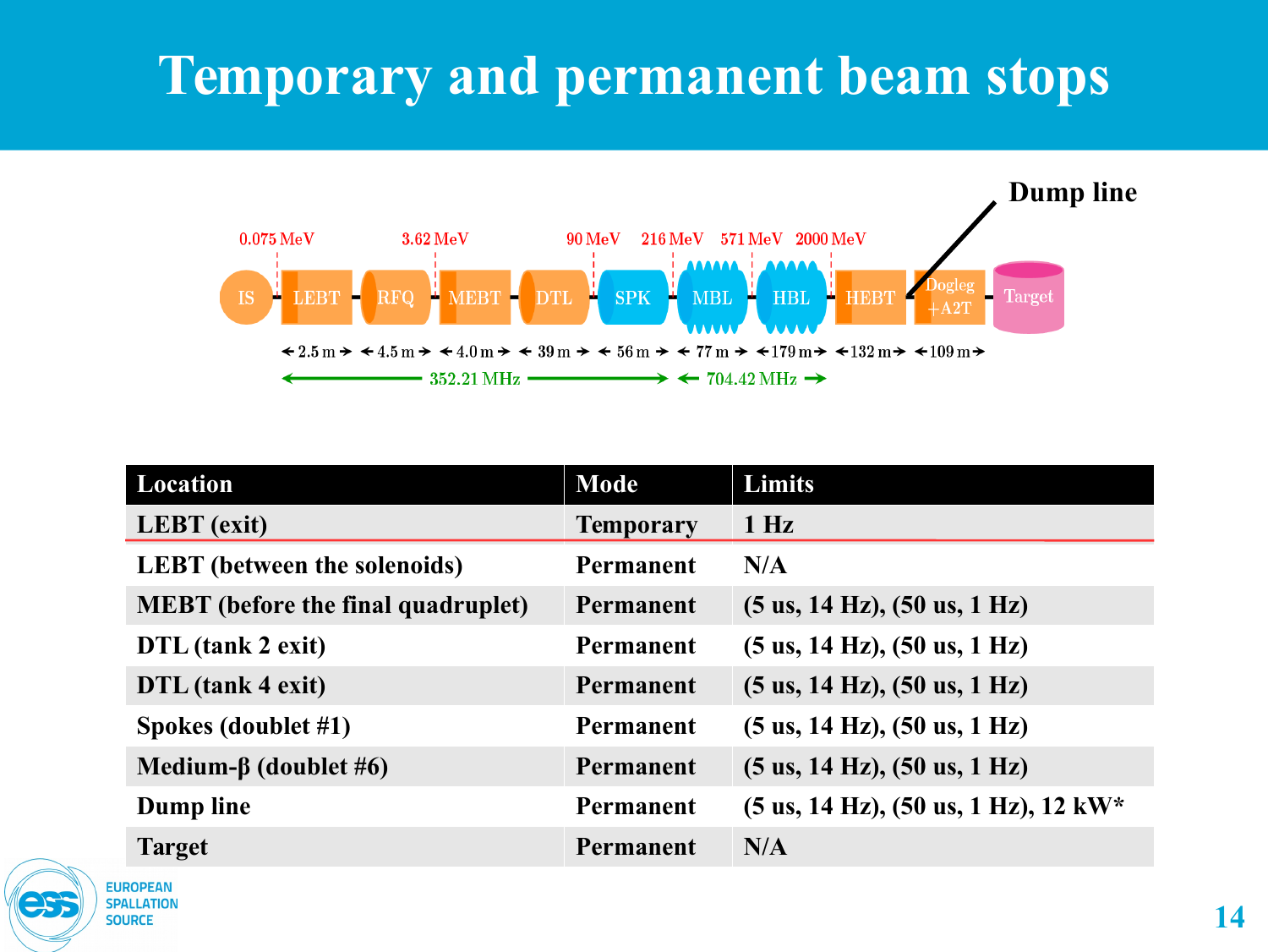# Temporary and permanent beam stops

Dump line

0.075 MeV 3.62 MeV 90 MeV 216 MeV 571 MeV 2000 MeV

IS LEBT RFQ MEBT DTL SPK MBL HBL HEBT Dogleg +A2T Target

2.5 m 4.5 m 4.0 m 39 m 56 m 77 m 179 m 132 m 109 m

352.21 MHz 704.42 MHz

| Location | Mode | Limits |
|---|---|---|
| LEBT (exit) | Temporary | 1 Hz |
| LEBT (between the solenoids) | Permanent | N/A |
| MEBT (before the final quadruplet) | Permanent | (5 us, 14 Hz), (50 us, 1 Hz) |
| DTL (tank 2 exit) | Permanent | (5 us, 14 Hz), (50 us, 1 Hz) |
| DTL (tank 4 exit) | Permanent | (5 us, 14 Hz), (50 us, 1 Hz) |
| Spokes (doublet #1) | Permanent | (5 us, 14 Hz), (50 us, 1 Hz) |
| Medium-β (doublet #6) | Permanent | (5 us, 14 Hz), (50 us, 1 Hz) |
| Dump line | Permanent | (5 us, 14 Hz), (50 us, 1 Hz), 12 kW* |
| Target | Permanent | N/A |